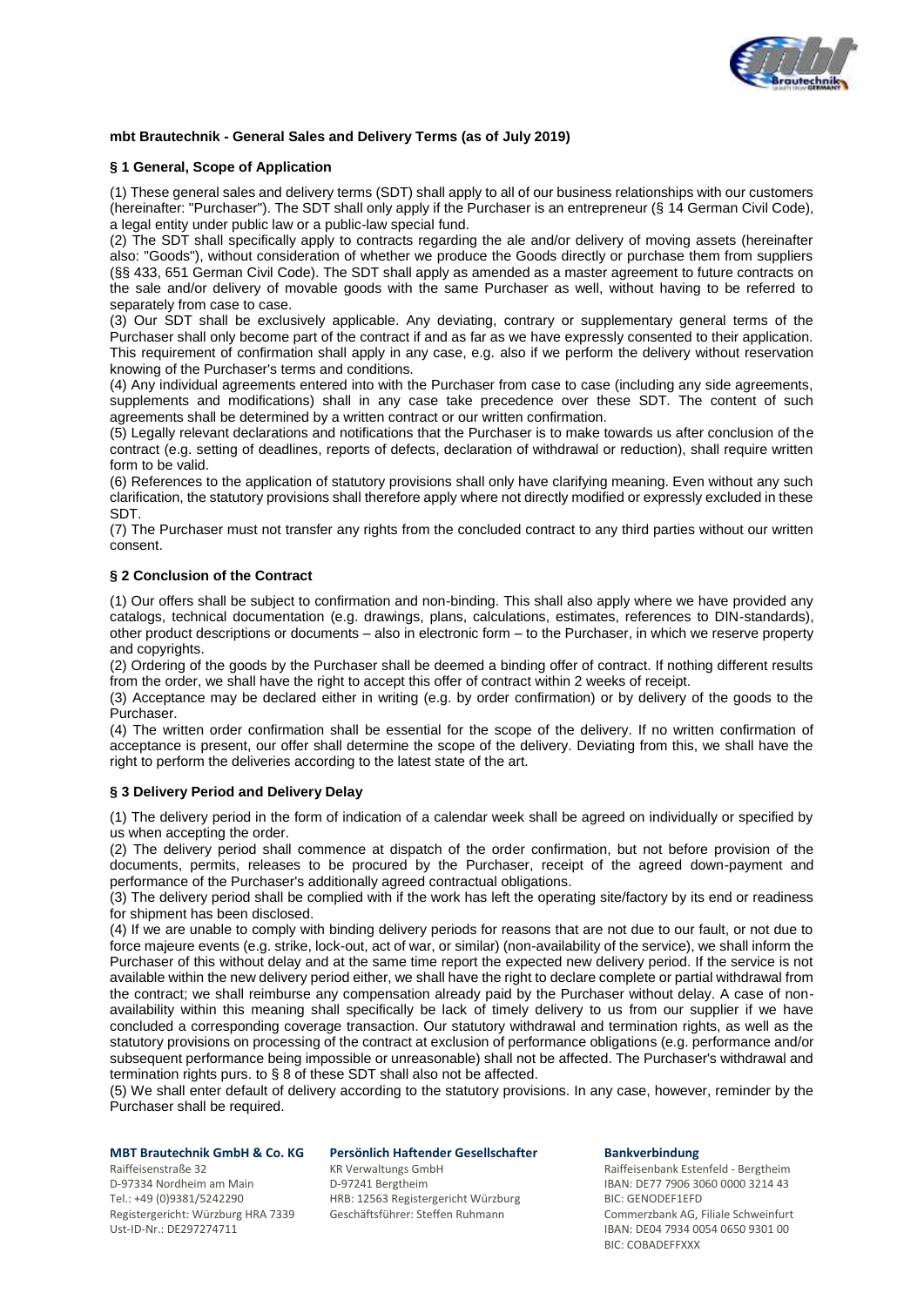**mbt Brautechnik - General Sales and Delivery Terms (as of July 2019)**

**§ 1 General, Scope of Application**

(1) These general sales and delivery terms (SDT) shall apply to all of our business relationships with our customers (hereinafter: "Purchaser"). The SDT shall only apply if the Purchaser is an entrepreneur (§ 14 German Civil Code), a legal entity under public law or a public-law special fund.

(2) The SDT shall specifically apply to contracts regarding the ale and/or delivery of moving assets (hereinafter also: "Goods"), without consideration of whether we produce the Goods directly or purchase them from suppliers (§§ 433, 651 German Civil Code). The SDT shall apply as amended as a master agreement to future contracts on the sale and/or delivery of movable goods with the same Purchaser as well, without having to be referred to separately from case to case.

(3) Our SDT shall be exclusively applicable. Any deviating, contrary or supplementary general terms of the Purchaser shall only become part of the contract if and as far as we have expressly consented to their application. This requirement of confirmation shall apply in any case, e.g. also if we perform the delivery without reservation knowing of the Purchaser's terms and conditions.

(4) Any individual agreements entered into with the Purchaser from case to case (including any side agreements, supplements and modifications) shall in any case take precedence over these SDT. The content of such agreements shall be determined by a written contract or our written confirmation.

(5) Legally relevant declarations and notifications that the Purchaser is to make towards us after conclusion of the contract (e.g. setting of deadlines, reports of defects, declaration of withdrawal or reduction), shall require written form to be valid.

(6) References to the application of statutory provisions shall only have clarifying meaning. Even without any such clarification, the statutory provisions shall therefore apply where not directly modified or expressly excluded in these SDT.

(7) The Purchaser must not transfer any rights from the concluded contract to any third parties without our written consent.

**§ 2 Conclusion of the Contract**

(1) Our offers shall be subject to confirmation and non-binding. This shall also apply where we have provided any catalogs, technical documentation (e.g. drawings, plans, calculations, estimates, references to DIN-standards), other product descriptions or documents – also in electronic form – to the Purchaser, in which we reserve property and copyrights.

(2) Ordering of the goods by the Purchaser shall be deemed a binding offer of contract. If nothing different results from the order, we shall have the right to accept this offer of contract within 2 weeks of receipt.

(3) Acceptance may be declared either in writing (e.g. by order confirmation) or by delivery of the goods to the Purchaser.

(4) The written order confirmation shall be essential for the scope of the delivery. If no written confirmation of acceptance is present, our offer shall determine the scope of the delivery. Deviating from this, we shall have the right to perform the deliveries according to the latest state of the art.

**§ 3 Delivery Period and Delivery Delay**

(1) The delivery period in the form of indication of a calendar week shall be agreed on individually or specified by us when accepting the order.

(2) The delivery period shall commence at dispatch of the order confirmation, but not before provision of the documents, permits, releases to be procured by the Purchaser, receipt of the agreed down-payment and performance of the Purchaser's additionally agreed contractual obligations.

(3) The delivery period shall be complied with if the work has left the operating site/factory by its end or readiness for shipment has been disclosed.

(4) If we are unable to comply with binding delivery periods for reasons that are not due to our fault, or not due to force majeure events (e.g. strike, lock-out, act of war, or similar) (non-availability of the service), we shall inform the Purchaser of this without delay and at the same time report the expected new delivery period. If the service is not available within the new delivery period either, we shall have the right to declare complete or partial withdrawal from the contract; we shall reimburse any compensation already paid by the Purchaser without delay. A case of non-availability within this meaning shall specifically be lack of timely delivery to us from our supplier if we have concluded a corresponding coverage transaction. Our statutory withdrawal and termination rights, as well as the statutory provisions on processing of the contract at exclusion of performance obligations (e.g. performance and/or subsequent performance being impossible or unreasonable) shall not be affected. The Purchaser's withdrawal and termination rights purs. to § 8 of these SDT shall also not be affected.

(5) We shall enter default of delivery according to the statutory provisions. In any case, however, reminder by the Purchaser shall be required.

**MBT Brautechnik GmbH & Co. KG**
Raiffeisenstraße 32
D-97334 Nordheim am Main
Tel.: +49 (0)9381/5242290
Registergericht: Würzburg HRA 7339
Ust-ID-Nr.: DE297274711

**Persönlich Haftender Gesellschafter**
KR Verwaltungs GmbH
D-97241 Bergtheim
HRB: 12563 Registergericht Würzburg
Geschäftsführer: Steffen Ruhmann

**Bankverbindung**
Raiffeisenbank Estenfeld - Bergtheim
IBAN: DE77 7906 3060 0000 3214 43
BIC: GENODEF1EFD
Commerzbank AG, Filiale Schweinfurt
IBAN: DE04 7934 0054 0650 9301 00
BIC: COBADEFFXXX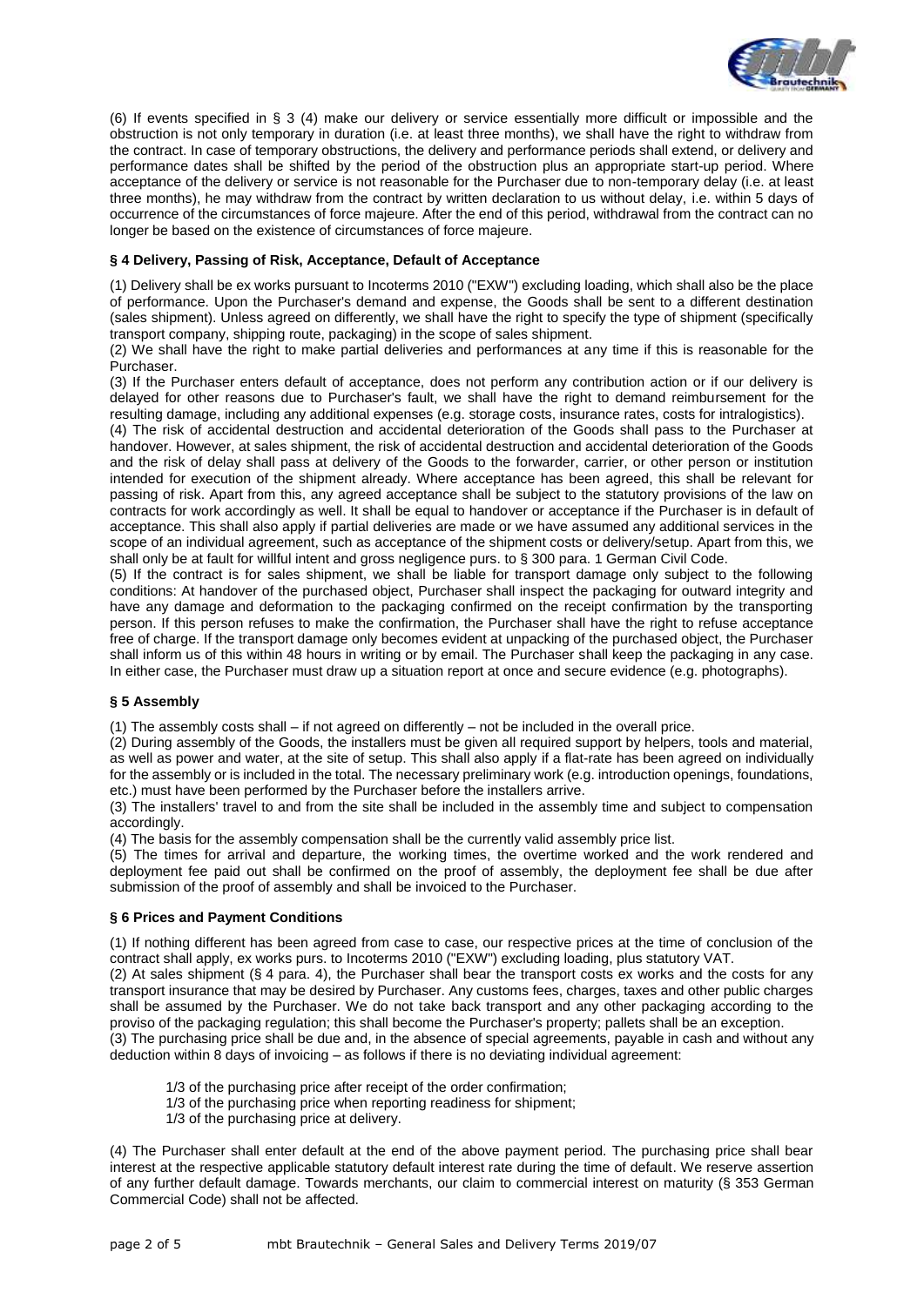(6) If events specified in § 3 (4) make our delivery or service essentially more difficult or impossible and the obstruction is not only temporary in duration (i.e. at least three months), we shall have the right to withdraw from the contract. In case of temporary obstructions, the delivery and performance periods shall extend, or delivery and performance dates shall be shifted by the period of the obstruction plus an appropriate start-up period. Where acceptance of the delivery or service is not reasonable for the Purchaser due to non-temporary delay (i.e. at least three months), he may withdraw from the contract by written declaration to us without delay, i.e. within 5 days of occurrence of the circumstances of force majeure. After the end of this period, withdrawal from the contract can no longer be based on the existence of circumstances of force majeure.

### § 4 Delivery, Passing of Risk, Acceptance, Default of Acceptance

(1) Delivery shall be ex works pursuant to Incoterms 2010 ("EXW") excluding loading, which shall also be the place of performance. Upon the Purchaser's demand and expense, the Goods shall be sent to a different destination (sales shipment). Unless agreed on differently, we shall have the right to specify the type of shipment (specifically transport company, shipping route, packaging) in the scope of sales shipment.

(2) We shall have the right to make partial deliveries and performances at any time if this is reasonable for the Purchaser.

(3) If the Purchaser enters default of acceptance, does not perform any contribution action or if our delivery is delayed for other reasons due to Purchaser's fault, we shall have the right to demand reimbursement for the resulting damage, including any additional expenses (e.g. storage costs, insurance rates, costs for intralogistics).

(4) The risk of accidental destruction and accidental deterioration of the Goods shall pass to the Purchaser at handover. However, at sales shipment, the risk of accidental destruction and accidental deterioration of the Goods and the risk of delay shall pass at delivery of the Goods to the forwarder, carrier, or other person or institution intended for execution of the shipment already. Where acceptance has been agreed, this shall be relevant for passing of risk. Apart from this, any agreed acceptance shall be subject to the statutory provisions of the law on contracts for work accordingly as well. It shall be equal to handover or acceptance if the Purchaser is in default of acceptance. This shall also apply if partial deliveries are made or we have assumed any additional services in the scope of an individual agreement, such as acceptance of the shipment costs or delivery/setup. Apart from this, we shall only be at fault for willful intent and gross negligence purs. to § 300 para. 1 German Civil Code.

(5) If the contract is for sales shipment, we shall be liable for transport damage only subject to the following conditions: At handover of the purchased object, Purchaser shall inspect the packaging for outward integrity and have any damage and deformation to the packaging confirmed on the receipt confirmation by the transporting person. If this person refuses to make the confirmation, the Purchaser shall have the right to refuse acceptance free of charge. If the transport damage only becomes evident at unpacking of the purchased object, the Purchaser shall inform us of this within 48 hours in writing or by email. The Purchaser shall keep the packaging in any case. In either case, the Purchaser must draw up a situation report at once and secure evidence (e.g. photographs).

### § 5 Assembly

(1) The assembly costs shall – if not agreed on differently – not be included in the overall price.

(2) During assembly of the Goods, the installers must be given all required support by helpers, tools and material, as well as power and water, at the site of setup. This shall also apply if a flat-rate has been agreed on individually for the assembly or is included in the total. The necessary preliminary work (e.g. introduction openings, foundations, etc.) must have been performed by the Purchaser before the installers arrive.

(3) The installers' travel to and from the site shall be included in the assembly time and subject to compensation accordingly.

(4) The basis for the assembly compensation shall be the currently valid assembly price list.

(5) The times for arrival and departure, the working times, the overtime worked and the work rendered and deployment fee paid out shall be confirmed on the proof of assembly, the deployment fee shall be due after submission of the proof of assembly and shall be invoiced to the Purchaser.

### § 6 Prices and Payment Conditions

(1) If nothing different has been agreed from case to case, our respective prices at the time of conclusion of the contract shall apply, ex works purs. to Incoterms 2010 ("EXW") excluding loading, plus statutory VAT.

(2) At sales shipment (§ 4 para. 4), the Purchaser shall bear the transport costs ex works and the costs for any transport insurance that may be desired by Purchaser. Any customs fees, charges, taxes and other public charges shall be assumed by the Purchaser. We do not take back transport and any other packaging according to the proviso of the packaging regulation; this shall become the Purchaser's property; pallets shall be an exception.

(3) The purchasing price shall be due and, in the absence of special agreements, payable in cash and without any deduction within 8 days of invoicing – as follows if there is no deviating individual agreement:

1/3 of the purchasing price after receipt of the order confirmation;
1/3 of the purchasing price when reporting readiness for shipment;
1/3 of the purchasing price at delivery.

(4) The Purchaser shall enter default at the end of the above payment period. The purchasing price shall bear interest at the respective applicable statutory default interest rate during the time of default. We reserve assertion of any further default damage. Towards merchants, our claim to commercial interest on maturity (§ 353 German Commercial Code) shall not be affected.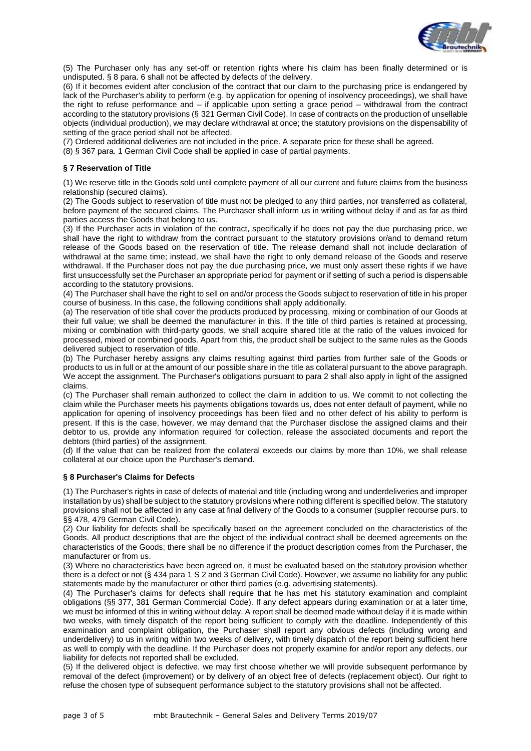(5) The Purchaser only has any set-off or retention rights where his claim has been finally determined or is undisputed. § 8 para. 6 shall not be affected by defects of the delivery.

(6) If it becomes evident after conclusion of the contract that our claim to the purchasing price is endangered by lack of the Purchaser's ability to perform (e.g. by application for opening of insolvency proceedings), we shall have the right to refuse performance and – if applicable upon setting a grace period – withdrawal from the contract according to the statutory provisions (§ 321 German Civil Code). In case of contracts on the production of unsellable objects (individual production), we may declare withdrawal at once; the statutory provisions on the dispensability of setting of the grace period shall not be affected.

(7) Ordered additional deliveries are not included in the price. A separate price for these shall be agreed.

(8) § 367 para. 1 German Civil Code shall be applied in case of partial payments.

### § 7 Reservation of Title

(1) We reserve title in the Goods sold until complete payment of all our current and future claims from the business relationship (secured claims).

(2) The Goods subject to reservation of title must not be pledged to any third parties, nor transferred as collateral, before payment of the secured claims. The Purchaser shall inform us in writing without delay if and as far as third parties access the Goods that belong to us.

(3) If the Purchaser acts in violation of the contract, specifically if he does not pay the due purchasing price, we shall have the right to withdraw from the contract pursuant to the statutory provisions or/and to demand return release of the Goods based on the reservation of title. The release demand shall not include declaration of withdrawal at the same time; instead, we shall have the right to only demand release of the Goods and reserve withdrawal. If the Purchaser does not pay the due purchasing price, we must only assert these rights if we have first unsuccessfully set the Purchaser an appropriate period for payment or if setting of such a period is dispensable according to the statutory provisions.

(4) The Purchaser shall have the right to sell on and/or process the Goods subject to reservation of title in his proper course of business. In this case, the following conditions shall apply additionally.

(a) The reservation of title shall cover the products produced by processing, mixing or combination of our Goods at their full value; we shall be deemed the manufacturer in this. If the title of third parties is retained at processing, mixing or combination with third-party goods, we shall acquire shared title at the ratio of the values invoiced for processed, mixed or combined goods. Apart from this, the product shall be subject to the same rules as the Goods delivered subject to reservation of title.

(b) The Purchaser hereby assigns any claims resulting against third parties from further sale of the Goods or products to us in full or at the amount of our possible share in the title as collateral pursuant to the above paragraph. We accept the assignment. The Purchaser's obligations pursuant to para 2 shall also apply in light of the assigned claims.

(c) The Purchaser shall remain authorized to collect the claim in addition to us. We commit to not collecting the claim while the Purchaser meets his payments obligations towards us, does not enter default of payment, while no application for opening of insolvency proceedings has been filed and no other defect of his ability to perform is present. If this is the case, however, we may demand that the Purchaser disclose the assigned claims and their debtor to us, provide any information required for collection, release the associated documents and report the debtors (third parties) of the assignment.

(d) If the value that can be realized from the collateral exceeds our claims by more than 10%, we shall release collateral at our choice upon the Purchaser's demand.

### § 8 Purchaser's Claims for Defects

(1) The Purchaser's rights in case of defects of material and title (including wrong and underdeliveries and improper installation by us) shall be subject to the statutory provisions where nothing different is specified below. The statutory provisions shall not be affected in any case at final delivery of the Goods to a consumer (supplier recourse purs. to §§ 478, 479 German Civil Code).

(2) Our liability for defects shall be specifically based on the agreement concluded on the characteristics of the Goods. All product descriptions that are the object of the individual contract shall be deemed agreements on the characteristics of the Goods; there shall be no difference if the product description comes from the Purchaser, the manufacturer or from us.

(3) Where no characteristics have been agreed on, it must be evaluated based on the statutory provision whether there is a defect or not (§ 434 para 1 S 2 and 3 German Civil Code). However, we assume no liability for any public statements made by the manufacturer or other third parties (e.g. advertising statements).

(4) The Purchaser's claims for defects shall require that he has met his statutory examination and complaint obligations (§§ 377, 381 German Commercial Code). If any defect appears during examination or at a later time, we must be informed of this in writing without delay. A report shall be deemed made without delay if it is made within two weeks, with timely dispatch of the report being sufficient to comply with the deadline. Independently of this examination and complaint obligation, the Purchaser shall report any obvious defects (including wrong and underdelivery) to us in writing within two weeks of delivery, with timely dispatch of the report being sufficient here as well to comply with the deadline. If the Purchaser does not properly examine for and/or report any defects, our liability for defects not reported shall be excluded.

(5) If the delivered object is defective, we may first choose whether we will provide subsequent performance by removal of the defect (improvement) or by delivery of an object free of defects (replacement object). Our right to refuse the chosen type of subsequent performance subject to the statutory provisions shall not be affected.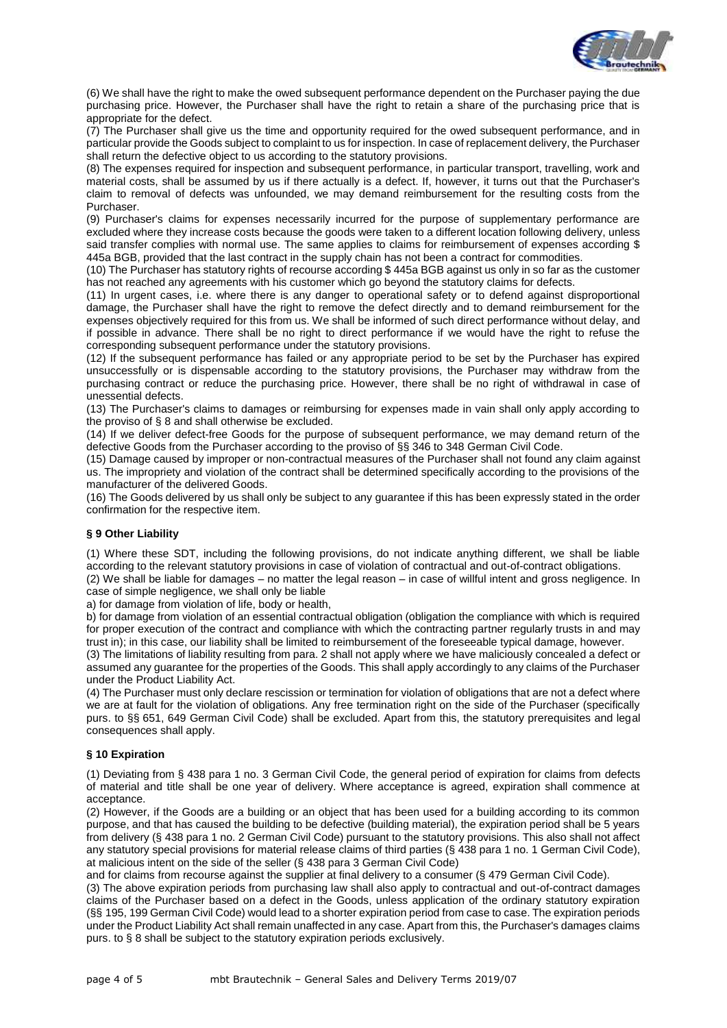(6) We shall have the right to make the owed subsequent performance dependent on the Purchaser paying the due purchasing price. However, the Purchaser shall have the right to retain a share of the purchasing price that is appropriate for the defect.

(7) The Purchaser shall give us the time and opportunity required for the owed subsequent performance, and in particular provide the Goods subject to complaint to us for inspection. In case of replacement delivery, the Purchaser shall return the defective object to us according to the statutory provisions.

(8) The expenses required for inspection and subsequent performance, in particular transport, travelling, work and material costs, shall be assumed by us if there actually is a defect. If, however, it turns out that the Purchaser's claim to removal of defects was unfounded, we may demand reimbursement for the resulting costs from the Purchaser.

(9) Purchaser's claims for expenses necessarily incurred for the purpose of supplementary performance are excluded where they increase costs because the goods were taken to a different location following delivery, unless said transfer complies with normal use. The same applies to claims for reimbursement of expenses according $ 445a BGB, provided that the last contract in the supply chain has not been a contract for commodities.

(10) The Purchaser has statutory rights of recourse according $ 445a BGB against us only in so far as the customer has not reached any agreements with his customer which go beyond the statutory claims for defects.

(11) In urgent cases, i.e. where there is any danger to operational safety or to defend against disproportional damage, the Purchaser shall have the right to remove the defect directly and to demand reimbursement for the expenses objectively required for this from us. We shall be informed of such direct performance without delay, and if possible in advance. There shall be no right to direct performance if we would have the right to refuse the corresponding subsequent performance under the statutory provisions.

(12) If the subsequent performance has failed or any appropriate period to be set by the Purchaser has expired unsuccessfully or is dispensable according to the statutory provisions, the Purchaser may withdraw from the purchasing contract or reduce the purchasing price. However, there shall be no right of withdrawal in case of unessential defects.

(13) The Purchaser's claims to damages or reimbursing for expenses made in vain shall only apply according to the proviso of § 8 and shall otherwise be excluded.

(14) If we deliver defect-free Goods for the purpose of subsequent performance, we may demand return of the defective Goods from the Purchaser according to the proviso of §§ 346 to 348 German Civil Code.

(15) Damage caused by improper or non-contractual measures of the Purchaser shall not found any claim against us. The impropriety and violation of the contract shall be determined specifically according to the provisions of the manufacturer of the delivered Goods.

(16) The Goods delivered by us shall only be subject to any guarantee if this has been expressly stated in the order confirmation for the respective item.

### § 9 Other Liability

(1) Where these SDT, including the following provisions, do not indicate anything different, we shall be liable according to the relevant statutory provisions in case of violation of contractual and out-of-contract obligations.

(2) We shall be liable for damages – no matter the legal reason – in case of willful intent and gross negligence. In case of simple negligence, we shall only be liable

a) for damage from violation of life, body or health,

b) for damage from violation of an essential contractual obligation (obligation the compliance with which is required for proper execution of the contract and compliance with which the contracting partner regularly trusts in and may trust in); in this case, our liability shall be limited to reimbursement of the foreseeable typical damage, however.

(3) The limitations of liability resulting from para. 2 shall not apply where we have maliciously concealed a defect or assumed any guarantee for the properties of the Goods. This shall apply accordingly to any claims of the Purchaser under the Product Liability Act.

(4) The Purchaser must only declare rescission or termination for violation of obligations that are not a defect where we are at fault for the violation of obligations. Any free termination right on the side of the Purchaser (specifically purs. to §§ 651, 649 German Civil Code) shall be excluded. Apart from this, the statutory prerequisites and legal consequences shall apply.

### § 10 Expiration

(1) Deviating from § 438 para 1 no. 3 German Civil Code, the general period of expiration for claims from defects of material and title shall be one year of delivery. Where acceptance is agreed, expiration shall commence at acceptance.

(2) However, if the Goods are a building or an object that has been used for a building according to its common purpose, and that has caused the building to be defective (building material), the expiration period shall be 5 years from delivery (§ 438 para 1 no. 2 German Civil Code) pursuant to the statutory provisions. This also shall not affect any statutory special provisions for material release claims of third parties (§ 438 para 1 no. 1 German Civil Code), at malicious intent on the side of the seller (§ 438 para 3 German Civil Code)

and for claims from recourse against the supplier at final delivery to a consumer (§ 479 German Civil Code).

(3) The above expiration periods from purchasing law shall also apply to contractual and out-of-contract damages claims of the Purchaser based on a defect in the Goods, unless application of the ordinary statutory expiration (§§ 195, 199 German Civil Code) would lead to a shorter expiration period from case to case. The expiration periods under the Product Liability Act shall remain unaffected in any case. Apart from this, the Purchaser's damages claims purs. to § 8 shall be subject to the statutory expiration periods exclusively.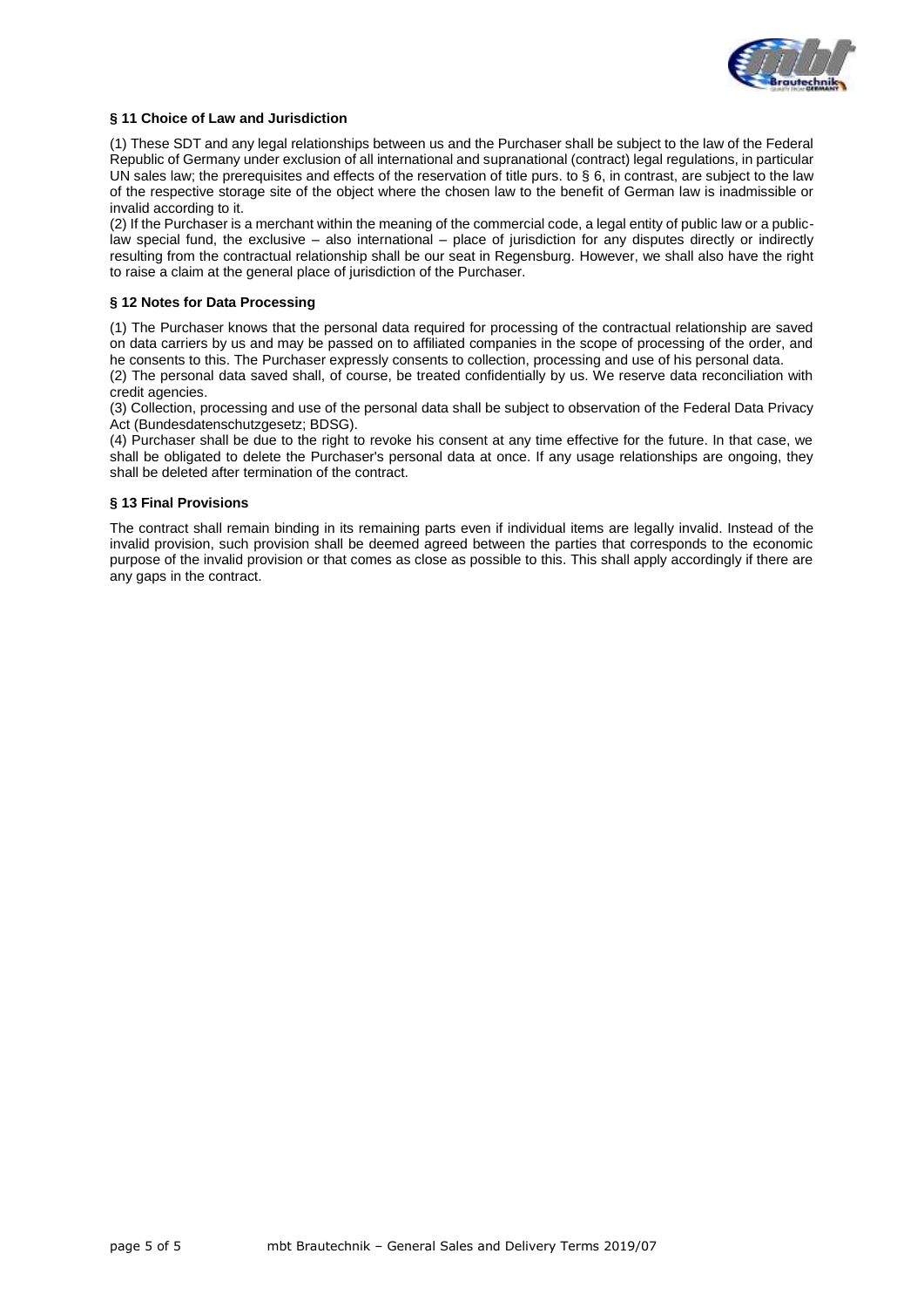### § 11 Choice of Law and Jurisdiction

(1) These SDT and any legal relationships between us and the Purchaser shall be subject to the law of the Federal Republic of Germany under exclusion of all international and supranational (contract) legal regulations, in particular UN sales law; the prerequisites and effects of the reservation of title purs. to § 6, in contrast, are subject to the law of the respective storage site of the object where the chosen law to the benefit of German law is inadmissible or invalid according to it.

(2) If the Purchaser is a merchant within the meaning of the commercial code, a legal entity of public law or a public-law special fund, the exclusive – also international – place of jurisdiction for any disputes directly or indirectly resulting from the contractual relationship shall be our seat in Regensburg. However, we shall also have the right to raise a claim at the general place of jurisdiction of the Purchaser.

### § 12 Notes for Data Processing

(1) The Purchaser knows that the personal data required for processing of the contractual relationship are saved on data carriers by us and may be passed on to affiliated companies in the scope of processing of the order, and he consents to this. The Purchaser expressly consents to collection, processing and use of his personal data.

(2) The personal data saved shall, of course, be treated confidentially by us. We reserve data reconciliation with credit agencies.

(3) Collection, processing and use of the personal data shall be subject to observation of the Federal Data Privacy Act (Bundesdatenschutzgesetz; BDSG).

(4) Purchaser shall be due to the right to revoke his consent at any time effective for the future. In that case, we shall be obligated to delete the Purchaser's personal data at once. If any usage relationships are ongoing, they shall be deleted after termination of the contract.

### § 13 Final Provisions

The contract shall remain binding in its remaining parts even if individual items are legally invalid. Instead of the invalid provision, such provision shall be deemed agreed between the parties that corresponds to the economic purpose of the invalid provision or that comes as close as possible to this. This shall apply accordingly if there are any gaps in the contract.